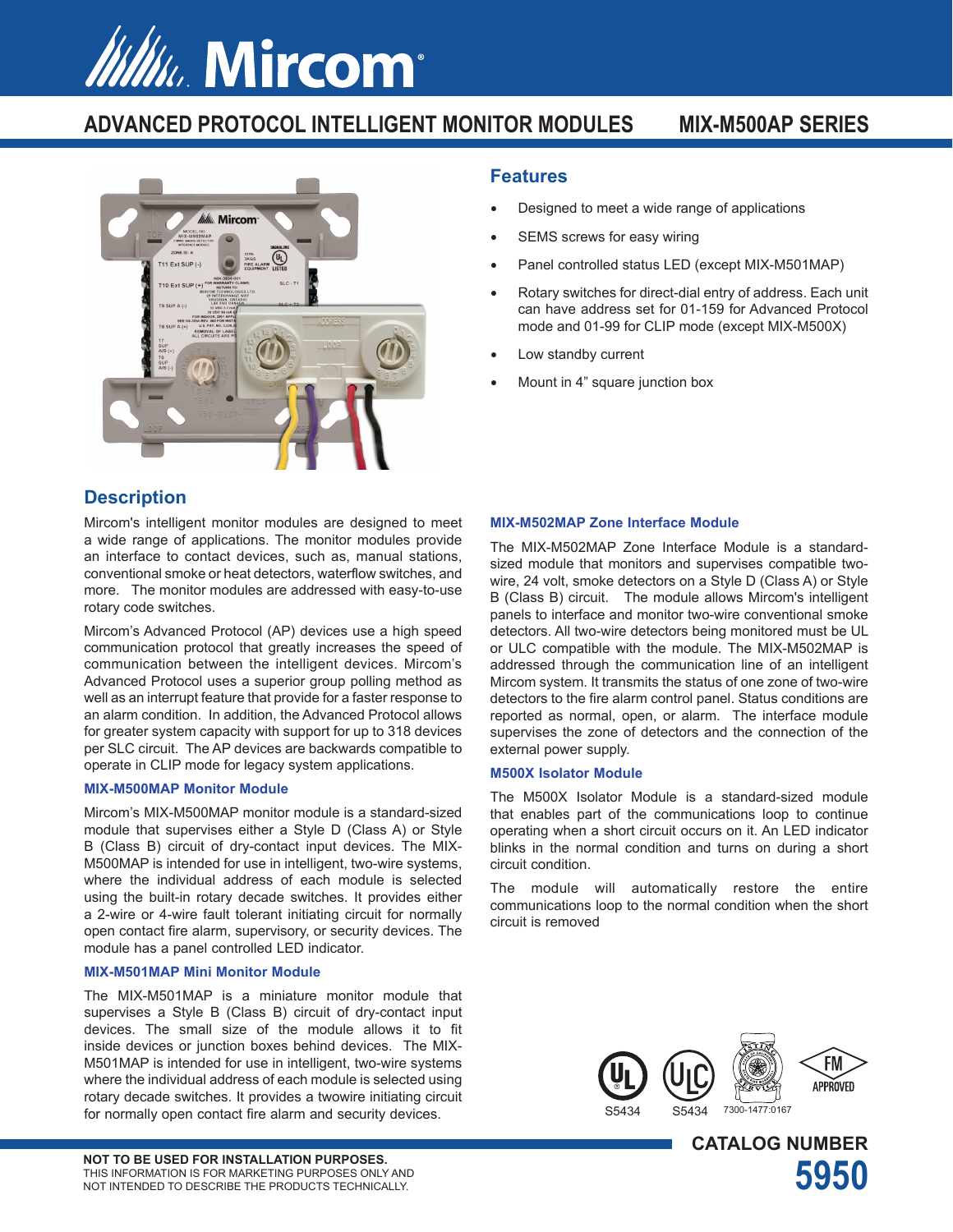# Mircom

## ADVANCED PROTOCOL INTELLIGENT MONITOR MODULES — MIX-M500AP SERIES

### Features

- Designed to meet a wide range of applications
- SEMS screws for easy wiring
- Panel controlled status LED (except MIX-M501MAP)
- Rotary switches for direct-dial entry of address. Each unit can have address set for 01-159 for Advanced Protocol mode and 01-99 for CLIP mode (except MIX-M500X)
- Low standby current
- Mount in 4" square junction box

### Description

Mircom's intelligent monitor modules are designed to meet a wide range of applications. The monitor modules provide an interface to contact devices, such as, manual stations, conventional smoke or heat detectors, waterflow switches, and more. The monitor modules are addressed with easy-to-use rotary code switches.

Mircom's Advanced Protocol (AP) devices use a high speed communication protocol that greatly increases the speed of communication between the intelligent devices. Mircom's Advanced Protocol uses a superior group polling method as well as an interrupt feature that provide for a faster response to an alarm condition. In addition, the Advanced Protocol allows for greater system capacity with support for up to 318 devices per SLC circuit. The AP devices are backwards compatible to operate in CLIP mode for legacy system applications.

#### MIX-M500MAP Monitor Module

Mircom's MIX-M500MAP monitor module is a standard-sized module that supervises either a Style D (Class A) or Style B (Class B) circuit of dry-contact input devices. The MIX-M500MAP is intended for use in intelligent, two-wire systems, where the individual address of each module is selected using the built-in rotary decade switches. It provides either a 2-wire or 4-wire fault tolerant initiating circuit for normally open contact fire alarm, supervisory, or security devices. The module has a panel controlled LED indicator.

#### MIX-M501MAP Mini Monitor Module

The MIX-M501MAP is a miniature monitor module that supervises a Style B (Class B) circuit of dry-contact input devices. The small size of the module allows it to fit inside devices or junction boxes behind devices. The MIX-M501MAP is intended for use in intelligent, two-wire systems where the individual address of each module is selected using rotary decade switches. It provides a twowire initiating circuit for normally open contact fire alarm and security devices.

#### MIX-M502MAP Zone Interface Module

The MIX-M502MAP Zone Interface Module is a standard-sized module that monitors and supervises compatible two-wire, 24 volt, smoke detectors on a Style D (Class A) or Style B (Class B) circuit. The module allows Mircom's intelligent panels to interface and monitor two-wire conventional smoke detectors. All two-wire detectors being monitored must be UL or ULC compatible with the module. The MIX-M502MAP is addressed through the communication line of an intelligent Mircom system. It transmits the status of one zone of two-wire detectors to the fire alarm control panel. Status conditions are reported as normal, open, or alarm. The interface module supervises the zone of detectors and the connection of the external power supply.

#### M500X Isolator Module

The M500X Isolator Module is a standard-sized module that enables part of the communications loop to continue operating when a short circuit occurs on it. An LED indicator blinks in the normal condition and turns on during a short circuit condition.

The module will automatically restore the entire communications loop to the normal condition when the short circuit is removed

S5434 S5434 7300-1477:0167 FM APPROVED

**NOT TO BE USED FOR INSTALLATION PURPOSES.**
THIS INFORMATION IS FOR MARKETING PURPOSES ONLY AND NOT INTENDED TO DESCRIBE THE PRODUCTS TECHNICALLY.

**CATALOG NUMBER 5950**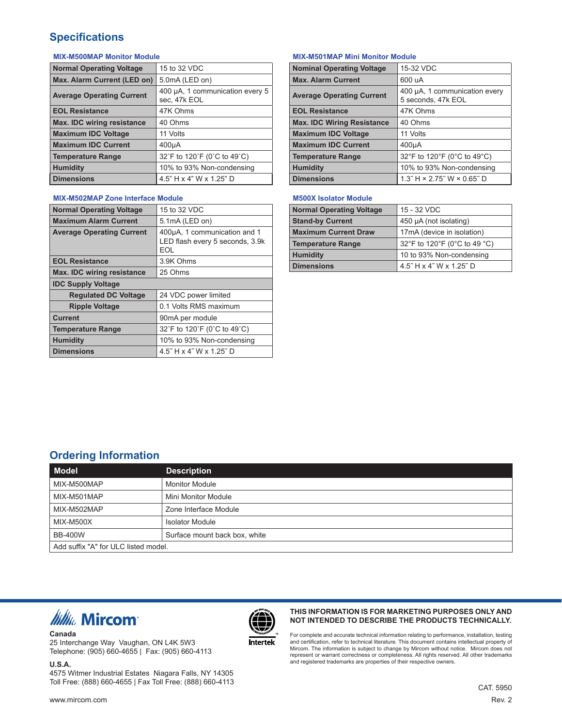## Specifications

### MIX-M500MAP Monitor Module

| | |
|---|---|
| **Normal Operating Voltage** | 15 to 32 VDC |
| **Max. Alarm Current (LED on)** | 5.0mA (LED on) |
| **Average Operating Current** | 400 µA, 1 communication every 5 sec, 47k EOL |
| **EOL Resistance** | 47K Ohms |
| **Max. IDC wiring resistance** | 40 Ohms |
| **Maximum IDC Voltage** | 11 Volts |
| **Maximum IDC Current** | 400µA |
| **Temperature Range** | 32˚F to 120˚F (0˚C to 49˚C) |
| **Humidity** | 10% to 93% Non-condensing |
| **Dimensions** | 4.5” H x 4” W x 1.25” D |

### MIX-M501MAP Mini Monitor Module

| | |
|---|---|
| **Nominal Operating Voltage** | 15-32 VDC |
| **Max. Alarm Current** | 600 uA |
| **Average Operating Current** | 400 µA, 1 communication every 5 seconds, 47k EOL |
| **EOL Resistance** | 47K Ohms |
| **Max. IDC Wiring Resistance** | 40 Ohms |
| **Maximum IDC Voltage** | 11 Volts |
| **Maximum IDC Current** | 400µA |
| **Temperature Range** | 32°F to 120°F (0°C to 49°C) |
| **Humidity** | 10% to 93% Non-condensing |
| **Dimensions** | 1.3˝ H × 2.75˝ W × 0.65˝ D |

### MIX-M502MAP Zone Interface Module

| | |
|---|---|
| **Normal Operating Voltage** | 15 to 32 VDC |
| **Maximum Alarm Current** | 5.1mA (LED on) |
| **Average Operating Current** | 400µA, 1 communication and 1 LED flash every 5 seconds, 3.9k EOL |
| **EOL Resistance** | 3.9K Ohms |
| **Max. IDC wiring resistance** | 25 Ohms |
| **IDC Supply Voltage** | |
| **Regulated DC Voltage** | 24 VDC power limited |
| **Ripple Voltage** | 0.1 Volts RMS maximum |
| **Current** | 90mA per module |
| **Temperature Range** | 32˚F to 120˚F (0˚C to 49˚C) |
| **Humidity** | 10% to 93% Non-condensing |
| **Dimensions** | 4.5˝ H x 4˝ W x 1.25˝ D |

### M500X Isolator Module

| | |
|---|---|
| **Normal Operating Voltage** | 15 - 32 VDC |
| **Stand-by Current** | 450 µA (not isolating) |
| **Maximum Current Draw** | 17mA (device in isolation) |
| **Temperature Range** | 32°F to 120°F (0°C to 49 °C) |
| **Humidity** | 10 to 93% Non-condensing |
| **Dimensions** | 4.5˝ H x 4˝ W x 1.25˝ D |

## Ordering Information

| Model | Description |
|---|---|
| MIX-M500MAP | Monitor Module |
| MIX-M501MAP | Mini Monitor Module |
| MIX-M502MAP | Zone Interface Module |
| MIX-M500X | Isolator Module |
| BB-400W | Surface mount back box, white |
| Add suffix "A" for ULC listed model. | |

**Mircom**

**Canada**
25 Interchange Way Vaughan, ON L4K 5W3
Telephone: (905) 660-4655 | Fax: (905) 660-4113

**U.S.A.**
4575 Witmer Industrial Estates Niagara Falls, NY 14305
Toll Free: (888) 660-4655 | Fax Toll Free: (888) 660-4113

www.mircom.com

Intertek

**THIS INFORMATION IS FOR MARKETING PURPOSES ONLY AND NOT INTENDED TO DESCRIBE THE PRODUCTS TECHNICALLY.**

For complete and accurate technical information relating to performance, installation, testing and certification, refer to technical literature. This document contains intellectual property of Mircom. The information is subject to change by Mircom without notice. Mircom does not represent or warrant correctness or completeness. All rights reserved. All other trademarks and registered trademarks are properties of their respective owners.

CAT. 5950
Rev. 2